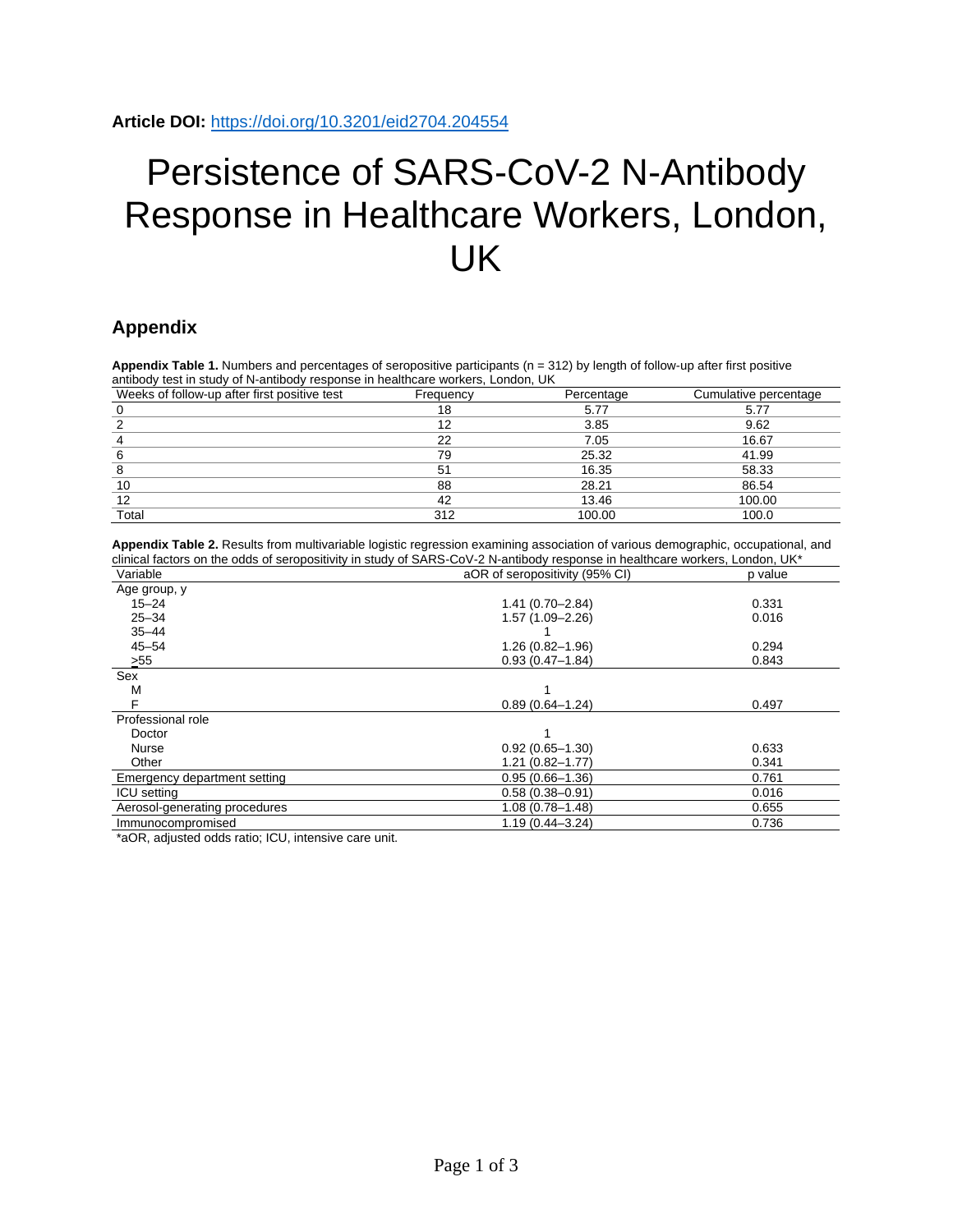**Article DOI:** https://doi.org/10.3201/eid2704.204554

# Persistence of SARS-CoV-2 N-Antibody Response in Healthcare Workers, London, UK

## Appendix

**Appendix Table 1.** Numbers and percentages of seropositive participants (n = 312) by length of follow-up after first positive antibody test in study of N-antibody response in healthcare workers, London, UK

| Weeks of follow-up after first positive test | Frequency | Percentage | Cumulative percentage |
|---|---|---|---|
| 0 | 18 | 5.77 | 5.77 |
| 2 | 12 | 3.85 | 9.62 |
| 4 | 22 | 7.05 | 16.67 |
| 6 | 79 | 25.32 | 41.99 |
| 8 | 51 | 16.35 | 58.33 |
| 10 | 88 | 28.21 | 86.54 |
| 12 | 42 | 13.46 | 100.00 |
| Total | 312 | 100.00 | 100.0 |

**Appendix Table 2.** Results from multivariable logistic regression examining association of various demographic, occupational, and clinical factors on the odds of seropositivity in study of SARS-CoV-2 N-antibody response in healthcare workers, London, UK*

| Variable | aOR of seropositivity (95% CI) | p value |
|---|---|---|
| Age group, y | | |
| 15–24 | 1.41 (0.70–2.84) | 0.331 |
| 25–34 | 1.57 (1.09–2.26) | 0.016 |
| 35–44 | 1 | |
| 45–54 | 1.26 (0.82–1.96) | 0.294 |
| ≥55 | 0.93 (0.47–1.84) | 0.843 |
| Sex | | |
| M | 1 | |
| F | 0.89 (0.64–1.24) | 0.497 |
| Professional role | | |
| Doctor | 1 | |
| Nurse | 0.92 (0.65–1.30) | 0.633 |
| Other | 1.21 (0.82–1.77) | 0.341 |
| Emergency department setting | 0.95 (0.66–1.36) | 0.761 |
| ICU setting | 0.58 (0.38–0.91) | 0.016 |
| Aerosol-generating procedures | 1.08 (0.78–1.48) | 0.655 |
| Immunocompromised | 1.19 (0.44–3.24) | 0.736 |

*aOR, adjusted odds ratio; ICU, intensive care unit.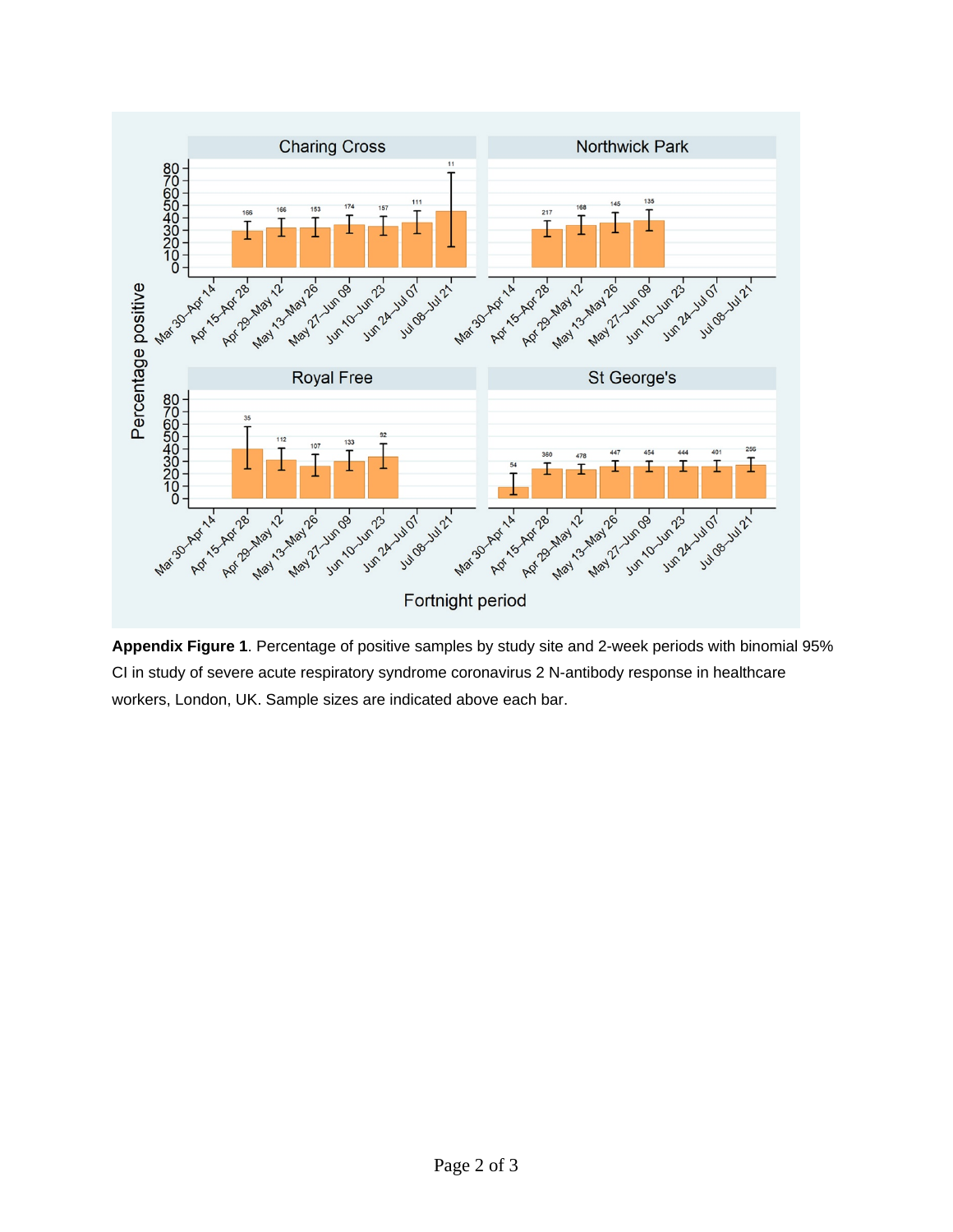**Appendix Figure 1**. Percentage of positive samples by study site and 2-week periods with binomial 95% CI in study of severe acute respiratory syndrome coronavirus 2 N-antibody response in healthcare workers, London, UK. Sample sizes are indicated above each bar.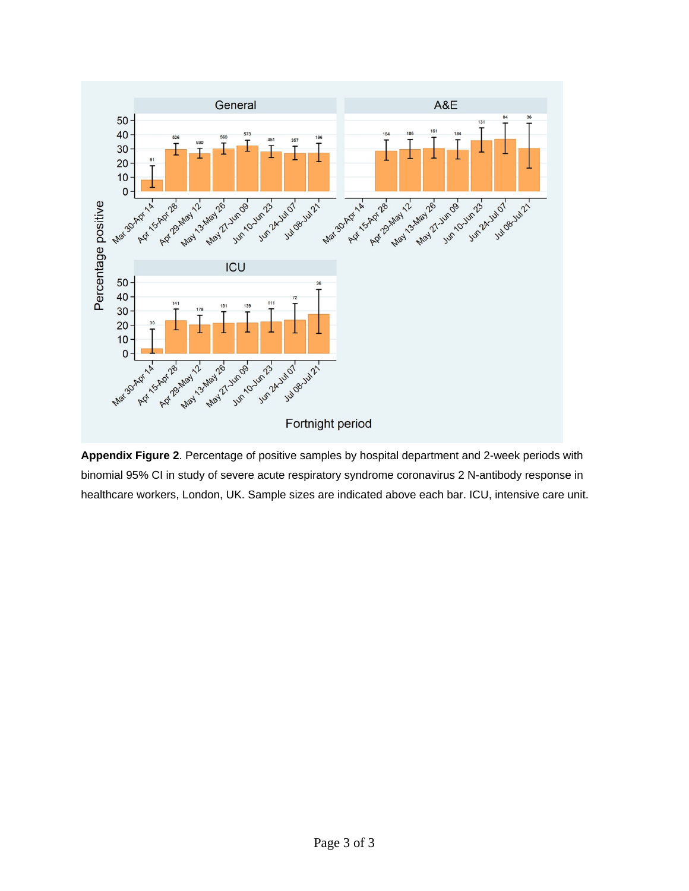General

A&E

ICU

Percentage positive

50
40
30
20
10
0

Mar 30-Apr 14
Apr 15-Apr 28
Apr 29-May 12
May 13-May 26
May 27-Jun 09
Jun 10-Jun 23
Jun 24-Jul 07
Jul 08-Jul 21

General: 61, 526, 690, 560, 573, 451, 357, 196

A&E: 164, 186, 161, 184, 131, 84, 36

ICU: 30, 141, 178, 131, 139, 111, 72, 36

Fortnight period

**Appendix Figure 2**. Percentage of positive samples by hospital department and 2-week periods with binomial 95% CI in study of severe acute respiratory syndrome coronavirus 2 N-antibody response in healthcare workers, London, UK. Sample sizes are indicated above each bar. ICU, intensive care unit.